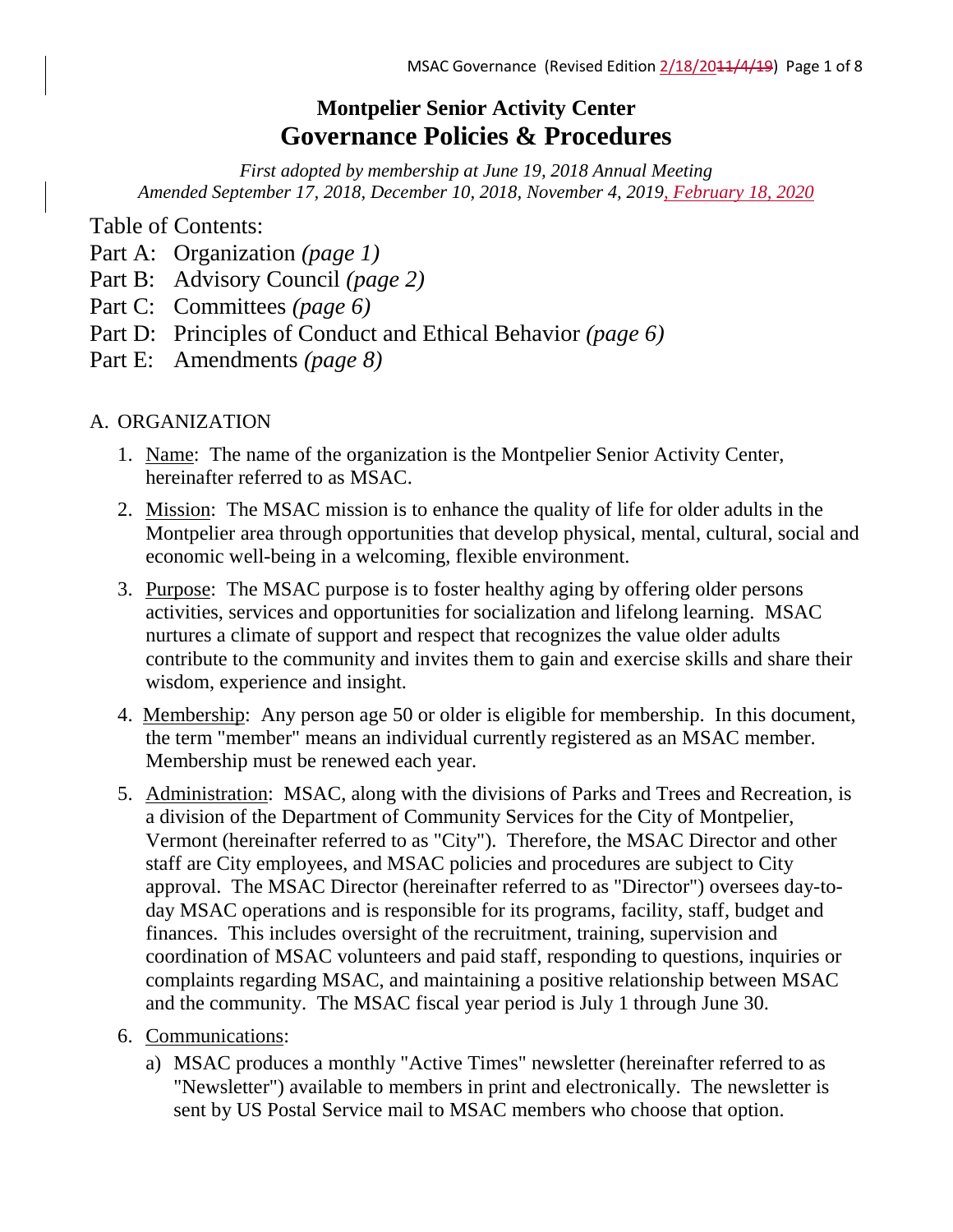# Montpelier Senior Activity Center
# Governance Policies & Procedures

*First adopted by membership at June 19, 2018 Annual Meeting*
*Amended September 17, 2018, December 10, 2018, November 4, 2019, February 18, 2020*

Table of Contents:

Part A: Organization *(page 1)*
Part B: Advisory Council *(page 2)*
Part C: Committees *(page 6)*
Part D: Principles of Conduct and Ethical Behavior *(page 6)*
Part E: Amendments *(page 8)*

## A. ORGANIZATION

1. Name: The name of the organization is the Montpelier Senior Activity Center, hereinafter referred to as MSAC.

2. Mission: The MSAC mission is to enhance the quality of life for older adults in the Montpelier area through opportunities that develop physical, mental, cultural, social and economic well-being in a welcoming, flexible environment.

3. Purpose: The MSAC purpose is to foster healthy aging by offering older persons activities, services and opportunities for socialization and lifelong learning. MSAC nurtures a climate of support and respect that recognizes the value older adults contribute to the community and invites them to gain and exercise skills and share their wisdom, experience and insight.

4. Membership: Any person age 50 or older is eligible for membership. In this document, the term "member" means an individual currently registered as an MSAC member. Membership must be renewed each year.

5. Administration: MSAC, along with the divisions of Parks and Trees and Recreation, is a division of the Department of Community Services for the City of Montpelier, Vermont (hereinafter referred to as "City"). Therefore, the MSAC Director and other staff are City employees, and MSAC policies and procedures are subject to City approval. The MSAC Director (hereinafter referred to as "Director") oversees day-to-day MSAC operations and is responsible for its programs, facility, staff, budget and finances. This includes oversight of the recruitment, training, supervision and coordination of MSAC volunteers and paid staff, responding to questions, inquiries or complaints regarding MSAC, and maintaining a positive relationship between MSAC and the community. The MSAC fiscal year period is July 1 through June 30.

6. Communications:
   a) MSAC produces a monthly "Active Times" newsletter (hereinafter referred to as "Newsletter") available to members in print and electronically. The newsletter is sent by US Postal Service mail to MSAC members who choose that option.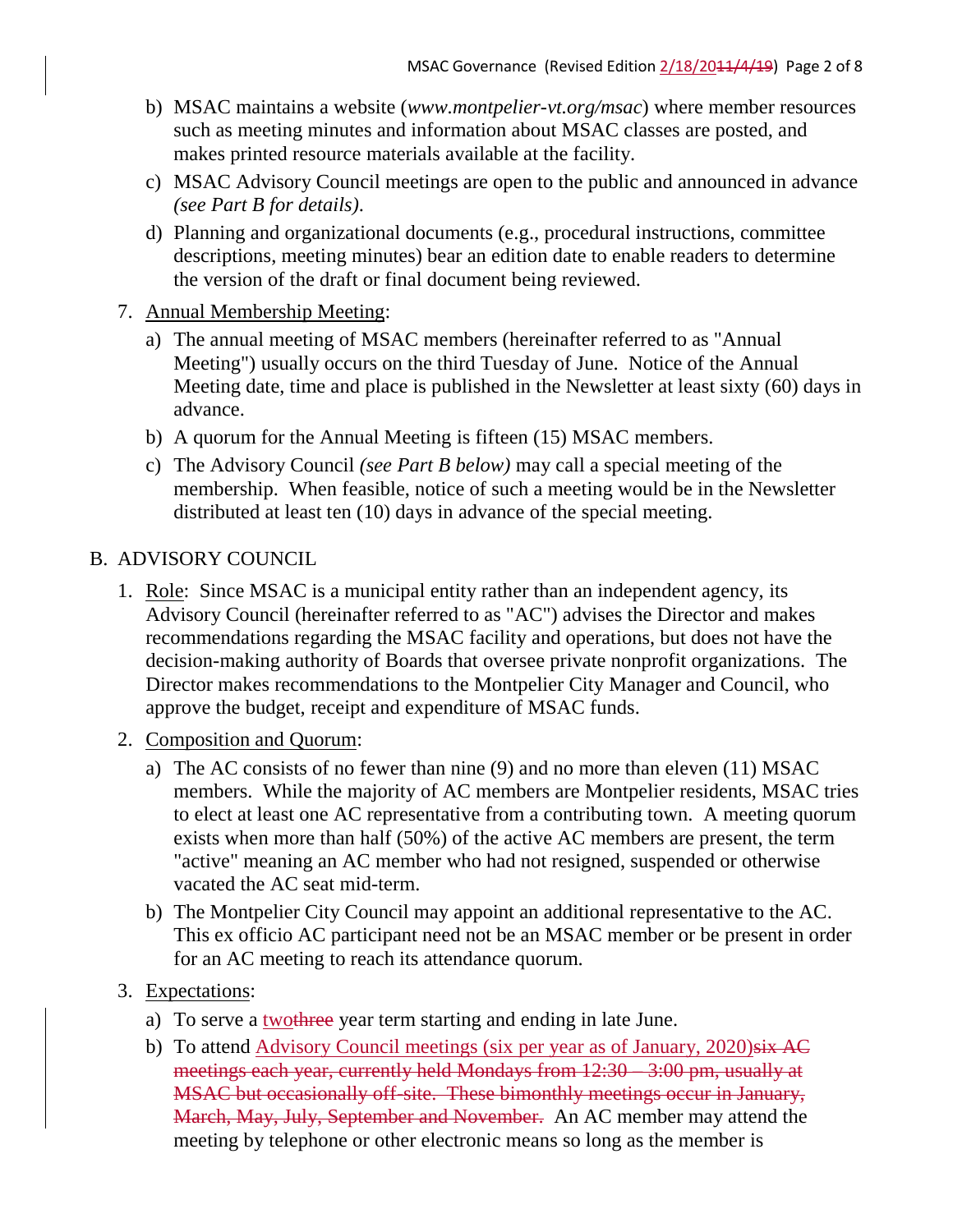b) MSAC maintains a website (*www.montpelier-vt.org/msac*) where member resources such as meeting minutes and information about MSAC classes are posted, and makes printed resource materials available at the facility.

c) MSAC Advisory Council meetings are open to the public and announced in advance *(see Part B for details)*.

d) Planning and organizational documents (e.g., procedural instructions, committee descriptions, meeting minutes) bear an edition date to enable readers to determine the version of the draft or final document being reviewed.

7. Annual Membership Meeting:

a) The annual meeting of MSAC members (hereinafter referred to as "Annual Meeting") usually occurs on the third Tuesday of June. Notice of the Annual Meeting date, time and place is published in the Newsletter at least sixty (60) days in advance.

b) A quorum for the Annual Meeting is fifteen (15) MSAC members.

c) The Advisory Council *(see Part B below)* may call a special meeting of the membership. When feasible, notice of such a meeting would be in the Newsletter distributed at least ten (10) days in advance of the special meeting.

## B. ADVISORY COUNCIL

1. Role: Since MSAC is a municipal entity rather than an independent agency, its Advisory Council (hereinafter referred to as "AC") advises the Director and makes recommendations regarding the MSAC facility and operations, but does not have the decision-making authority of Boards that oversee private nonprofit organizations. The Director makes recommendations to the Montpelier City Manager and Council, who approve the budget, receipt and expenditure of MSAC funds.

2. Composition and Quorum:

a) The AC consists of no fewer than nine (9) and no more than eleven (11) MSAC members. While the majority of AC members are Montpelier residents, MSAC tries to elect at least one AC representative from a contributing town. A meeting quorum exists when more than half (50%) of the active AC members are present, the term "active" meaning an AC member who had not resigned, suspended or otherwise vacated the AC seat mid-term.

b) The Montpelier City Council may appoint an additional representative to the AC. This ex officio AC participant need not be an MSAC member or be present in order for an AC meeting to reach its attendance quorum.

3. Expectations:

a) To serve a two~~three~~ year term starting and ending in late June.

b) To attend Advisory Council meetings (six per year as of January, 2020)~~six AC meetings each year, currently held Mondays from 12:30 – 3:00 pm, usually at MSAC but occasionally off-site. These bimonthly meetings occur in January, March, May, July, September and November.~~ An AC member may attend the meeting by telephone or other electronic means so long as the member is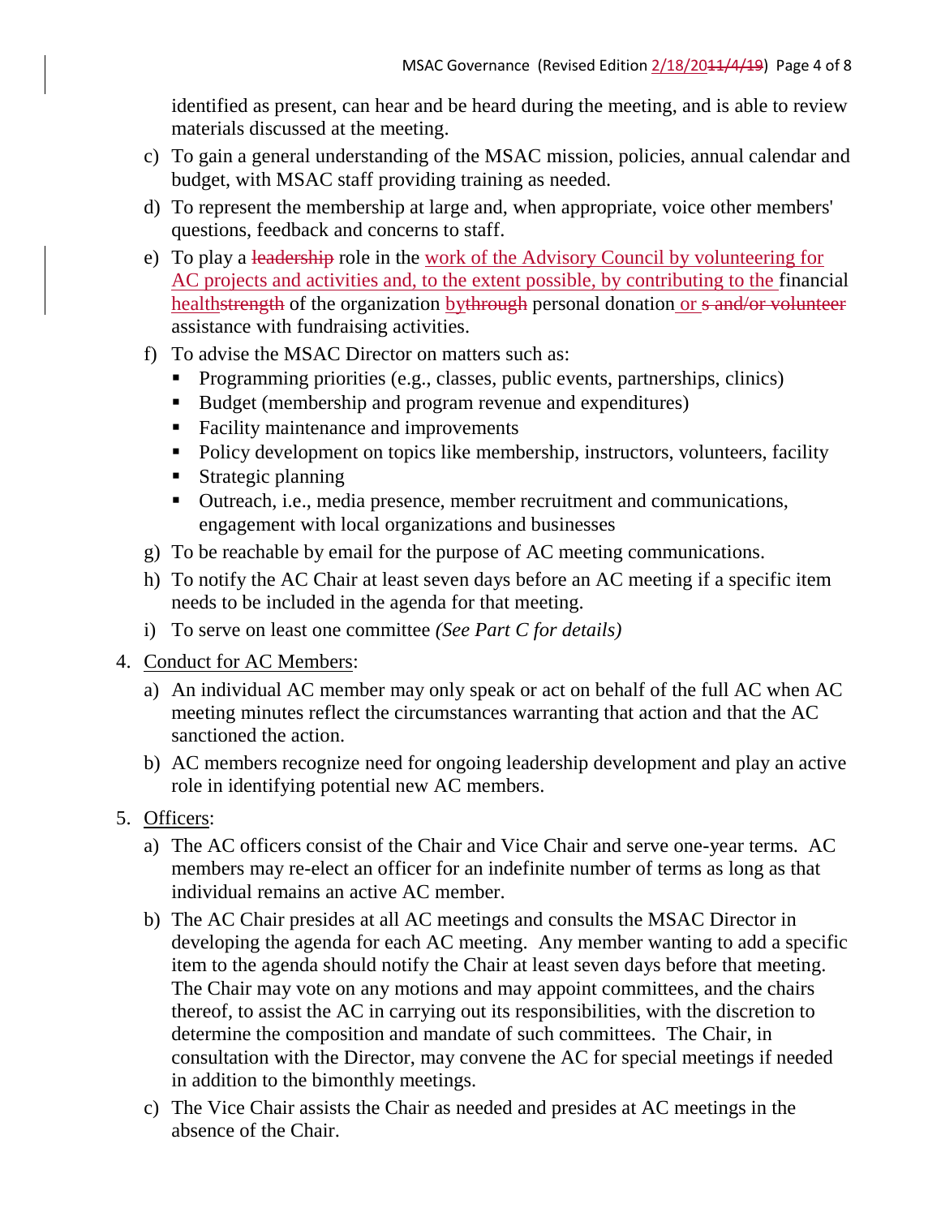identified as present, can hear and be heard during the meeting, and is able to review materials discussed at the meeting.

c) To gain a general understanding of the MSAC mission, policies, annual calendar and budget, with MSAC staff providing training as needed.

d) To represent the membership at large and, when appropriate, voice other members' questions, feedback and concerns to staff.

e) To play a ~~leadership~~ role in the work of the Advisory Council by volunteering for AC projects and activities and, to the extent possible, by contributing to the financial health~~strength~~ of the organization by~~through~~ personal donation or ~~s and/or volunteer~~ assistance with fundraising activities.

f) To advise the MSAC Director on matters such as:
   - Programming priorities (e.g., classes, public events, partnerships, clinics)
   - Budget (membership and program revenue and expenditures)
   - Facility maintenance and improvements
   - Policy development on topics like membership, instructors, volunteers, facility
   - Strategic planning
   - Outreach, i.e., media presence, member recruitment and communications, engagement with local organizations and businesses

g) To be reachable by email for the purpose of AC meeting communications.

h) To notify the AC Chair at least seven days before an AC meeting if a specific item needs to be included in the agenda for that meeting.

i) To serve on least one committee *(See Part C for details)*

4. Conduct for AC Members:

a) An individual AC member may only speak or act on behalf of the full AC when AC meeting minutes reflect the circumstances warranting that action and that the AC sanctioned the action.

b) AC members recognize need for ongoing leadership development and play an active role in identifying potential new AC members.

5. Officers:

a) The AC officers consist of the Chair and Vice Chair and serve one-year terms. AC members may re-elect an officer for an indefinite number of terms as long as that individual remains an active AC member.

b) The AC Chair presides at all AC meetings and consults the MSAC Director in developing the agenda for each AC meeting. Any member wanting to add a specific item to the agenda should notify the Chair at least seven days before that meeting. The Chair may vote on any motions and may appoint committees, and the chairs thereof, to assist the AC in carrying out its responsibilities, with the discretion to determine the composition and mandate of such committees. The Chair, in consultation with the Director, may convene the AC for special meetings if needed in addition to the bimonthly meetings.

c) The Vice Chair assists the Chair as needed and presides at AC meetings in the absence of the Chair.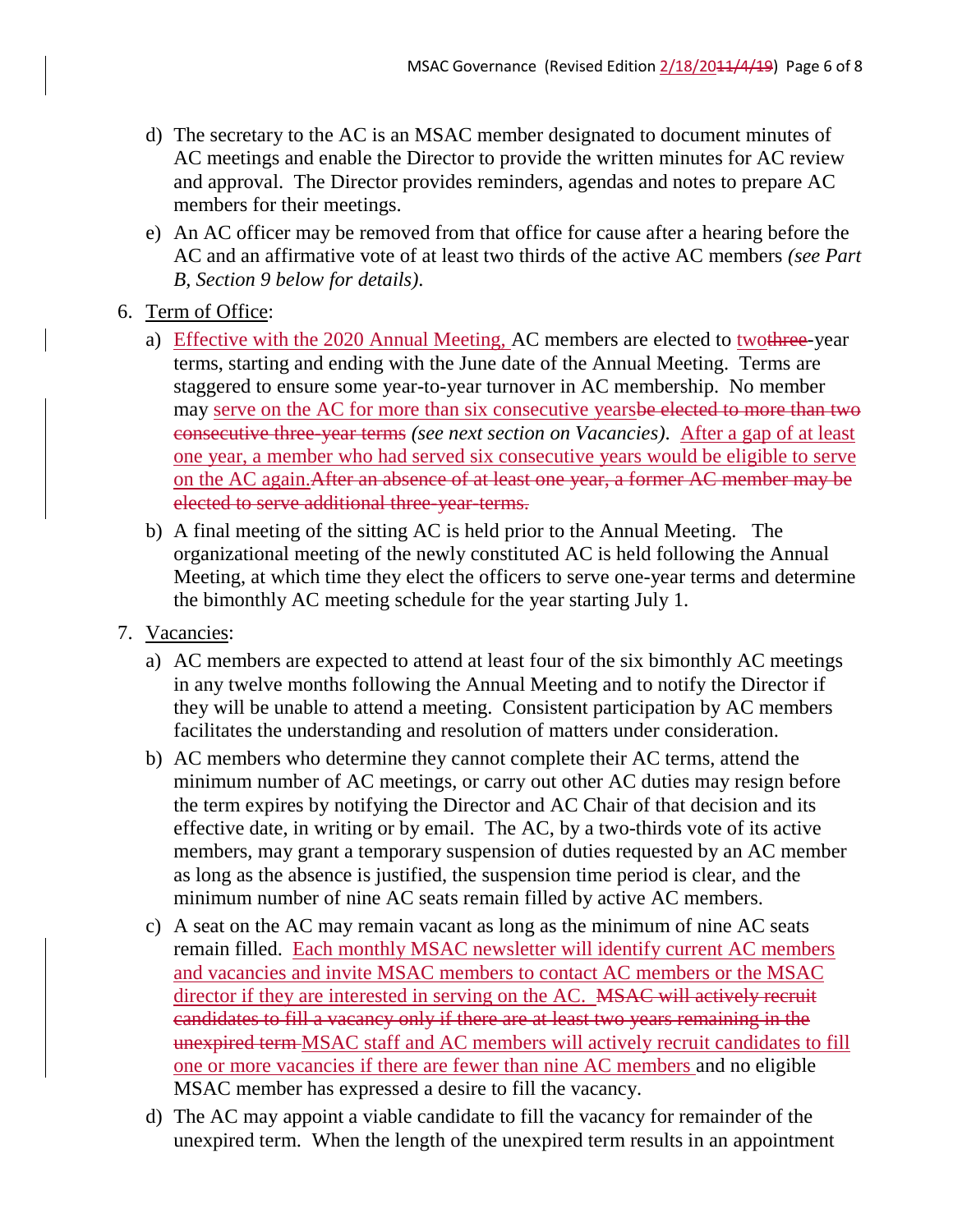d) The secretary to the AC is an MSAC member designated to document minutes of AC meetings and enable the Director to provide the written minutes for AC review and approval. The Director provides reminders, agendas and notes to prepare AC members for their meetings.

e) An AC officer may be removed from that office for cause after a hearing before the AC and an affirmative vote of at least two thirds of the active AC members *(see Part B, Section 9 below for details)*.

6. Term of Office:
   a) Effective with the 2020 Annual Meeting, AC members are elected to two~~three~~-year terms, starting and ending with the June date of the Annual Meeting. Terms are staggered to ensure some year-to-year turnover in AC membership. No member may serve on the AC for more than six consecutive years~~be elected to more than two consecutive three-year terms~~ *(see next section on Vacancies)*. After a gap of at least one year, a member who had served six consecutive years would be eligible to serve on the AC again.~~After an absence of at least one year, a former AC member may be elected to serve additional three-year-terms.~~

   b) A final meeting of the sitting AC is held prior to the Annual Meeting. The organizational meeting of the newly constituted AC is held following the Annual Meeting, at which time they elect the officers to serve one-year terms and determine the bimonthly AC meeting schedule for the year starting July 1.

7. Vacancies:
   a) AC members are expected to attend at least four of the six bimonthly AC meetings in any twelve months following the Annual Meeting and to notify the Director if they will be unable to attend a meeting. Consistent participation by AC members facilitates the understanding and resolution of matters under consideration.

   b) AC members who determine they cannot complete their AC terms, attend the minimum number of AC meetings, or carry out other AC duties may resign before the term expires by notifying the Director and AC Chair of that decision and its effective date, in writing or by email. The AC, by a two-thirds vote of its active members, may grant a temporary suspension of duties requested by an AC member as long as the absence is justified, the suspension time period is clear, and the minimum number of nine AC seats remain filled by active AC members.

   c) A seat on the AC may remain vacant as long as the minimum of nine AC seats remain filled. Each monthly MSAC newsletter will identify current AC members and vacancies and invite MSAC members to contact AC members or the MSAC director if they are interested in serving on the AC. ~~MSAC will actively recruit candidates to fill a vacancy only if there are at least two years remaining in the unexpired term~~ MSAC staff and AC members will actively recruit candidates to fill one or more vacancies if there are fewer than nine AC members and no eligible MSAC member has expressed a desire to fill the vacancy.

   d) The AC may appoint a viable candidate to fill the vacancy for remainder of the unexpired term. When the length of the unexpired term results in an appointment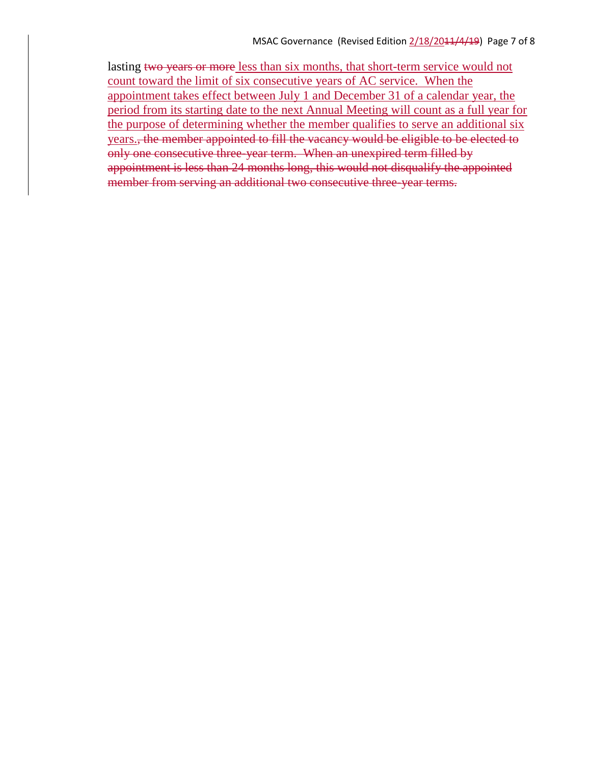lasting ~~two years or more~~ less than six months, that short-term service would not count toward the limit of six consecutive years of AC service. When the appointment takes effect between July 1 and December 31 of a calendar year, the period from its starting date to the next Annual Meeting will count as a full year for the purpose of determining whether the member qualifies to serve an additional six years.~~, the member appointed to fill the vacancy would be eligible to be elected to only one consecutive three-year term. When an unexpired term filled by appointment is less than 24 months long, this would not disqualify the appointed member from serving an additional two consecutive three-year terms.~~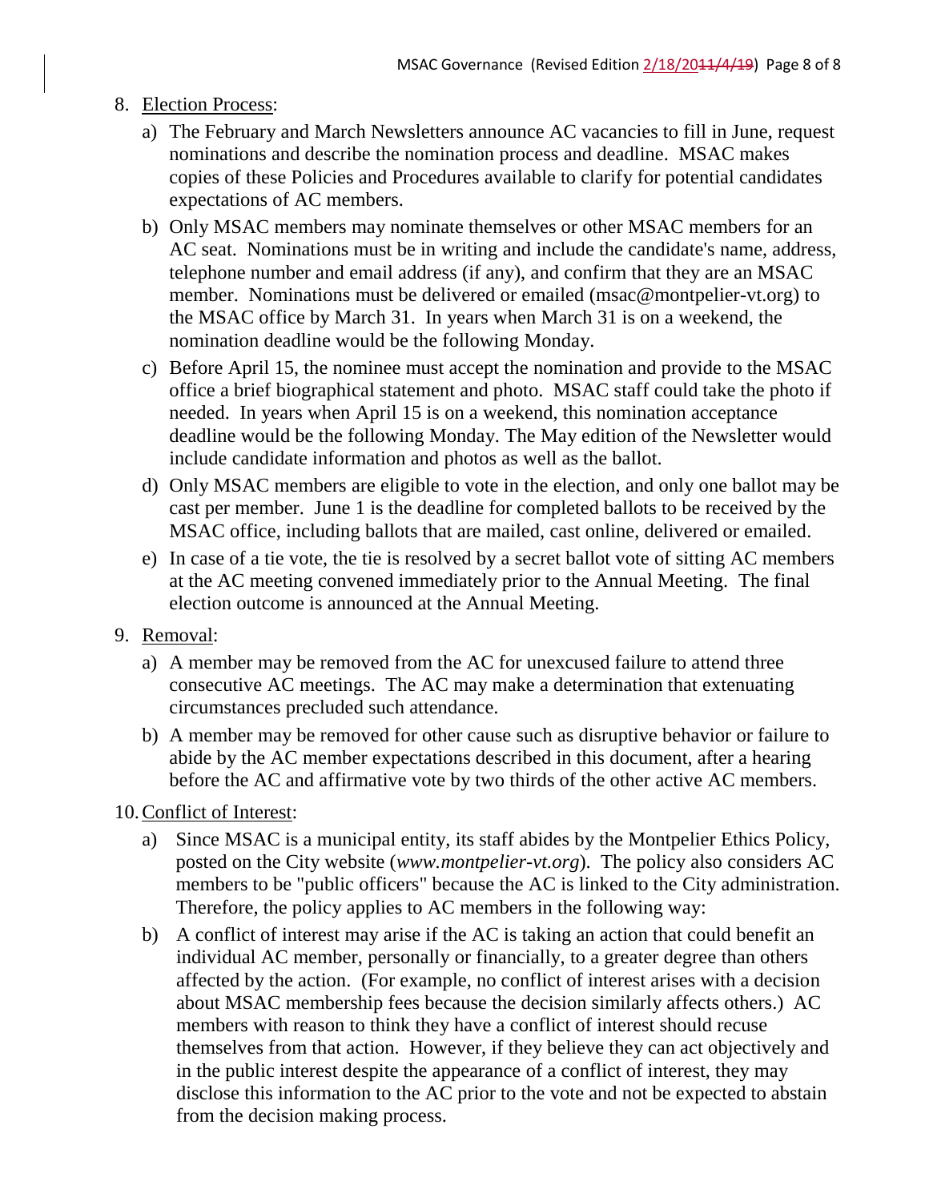8. Election Process:

   a) The February and March Newsletters announce AC vacancies to fill in June, request nominations and describe the nomination process and deadline. MSAC makes copies of these Policies and Procedures available to clarify for potential candidates expectations of AC members.

   b) Only MSAC members may nominate themselves or other MSAC members for an AC seat. Nominations must be in writing and include the candidate's name, address, telephone number and email address (if any), and confirm that they are an MSAC member. Nominations must be delivered or emailed (msac@montpelier-vt.org) to the MSAC office by March 31. In years when March 31 is on a weekend, the nomination deadline would be the following Monday.

   c) Before April 15, the nominee must accept the nomination and provide to the MSAC office a brief biographical statement and photo. MSAC staff could take the photo if needed. In years when April 15 is on a weekend, this nomination acceptance deadline would be the following Monday. The May edition of the Newsletter would include candidate information and photos as well as the ballot.

   d) Only MSAC members are eligible to vote in the election, and only one ballot may be cast per member. June 1 is the deadline for completed ballots to be received by the MSAC office, including ballots that are mailed, cast online, delivered or emailed.

   e) In case of a tie vote, the tie is resolved by a secret ballot vote of sitting AC members at the AC meeting convened immediately prior to the Annual Meeting. The final election outcome is announced at the Annual Meeting.

9. Removal:

   a) A member may be removed from the AC for unexcused failure to attend three consecutive AC meetings. The AC may make a determination that extenuating circumstances precluded such attendance.

   b) A member may be removed for other cause such as disruptive behavior or failure to abide by the AC member expectations described in this document, after a hearing before the AC and affirmative vote by two thirds of the other active AC members.

10. Conflict of Interest:

    a) Since MSAC is a municipal entity, its staff abides by the Montpelier Ethics Policy, posted on the City website (*www.montpelier-vt.org*). The policy also considers AC members to be "public officers" because the AC is linked to the City administration. Therefore, the policy applies to AC members in the following way:

    b) A conflict of interest may arise if the AC is taking an action that could benefit an individual AC member, personally or financially, to a greater degree than others affected by the action. (For example, no conflict of interest arises with a decision about MSAC membership fees because the decision similarly affects others.) AC members with reason to think they have a conflict of interest should recuse themselves from that action. However, if they believe they can act objectively and in the public interest despite the appearance of a conflict of interest, they may disclose this information to the AC prior to the vote and not be expected to abstain from the decision making process.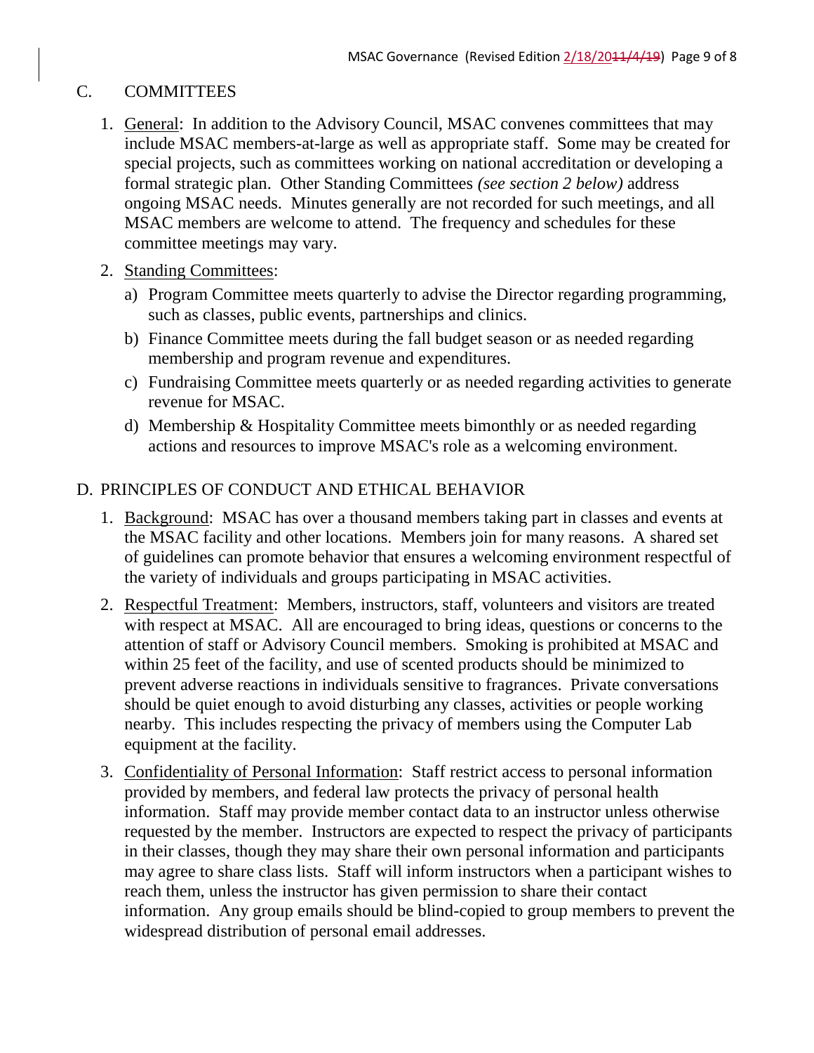## C. COMMITTEES

1. General: In addition to the Advisory Council, MSAC convenes committees that may include MSAC members-at-large as well as appropriate staff. Some may be created for special projects, such as committees working on national accreditation or developing a formal strategic plan. Other Standing Committees *(see section 2 below)* address ongoing MSAC needs. Minutes generally are not recorded for such meetings, and all MSAC members are welcome to attend. The frequency and schedules for these committee meetings may vary.

2. Standing Committees:

   a) Program Committee meets quarterly to advise the Director regarding programming, such as classes, public events, partnerships and clinics.

   b) Finance Committee meets during the fall budget season or as needed regarding membership and program revenue and expenditures.

   c) Fundraising Committee meets quarterly or as needed regarding activities to generate revenue for MSAC.

   d) Membership & Hospitality Committee meets bimonthly or as needed regarding actions and resources to improve MSAC's role as a welcoming environment.

## D. PRINCIPLES OF CONDUCT AND ETHICAL BEHAVIOR

1. Background: MSAC has over a thousand members taking part in classes and events at the MSAC facility and other locations. Members join for many reasons. A shared set of guidelines can promote behavior that ensures a welcoming environment respectful of the variety of individuals and groups participating in MSAC activities.

2. Respectful Treatment: Members, instructors, staff, volunteers and visitors are treated with respect at MSAC. All are encouraged to bring ideas, questions or concerns to the attention of staff or Advisory Council members. Smoking is prohibited at MSAC and within 25 feet of the facility, and use of scented products should be minimized to prevent adverse reactions in individuals sensitive to fragrances. Private conversations should be quiet enough to avoid disturbing any classes, activities or people working nearby. This includes respecting the privacy of members using the Computer Lab equipment at the facility.

3. Confidentiality of Personal Information: Staff restrict access to personal information provided by members, and federal law protects the privacy of personal health information. Staff may provide member contact data to an instructor unless otherwise requested by the member. Instructors are expected to respect the privacy of participants in their classes, though they may share their own personal information and participants may agree to share class lists. Staff will inform instructors when a participant wishes to reach them, unless the instructor has given permission to share their contact information. Any group emails should be blind-copied to group members to prevent the widespread distribution of personal email addresses.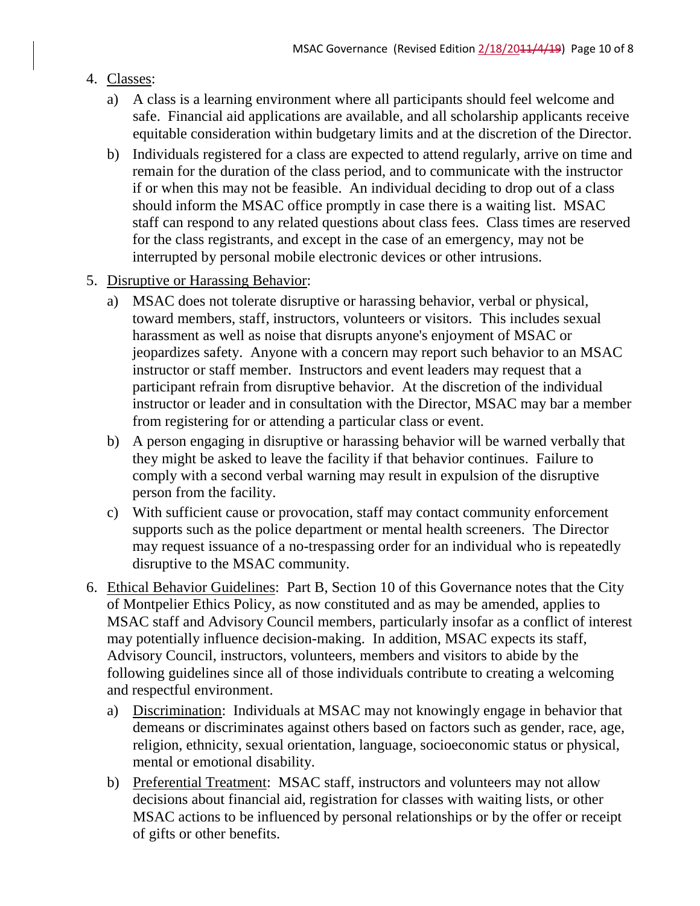4. Classes:
   a) A class is a learning environment where all participants should feel welcome and safe. Financial aid applications are available, and all scholarship applicants receive equitable consideration within budgetary limits and at the discretion of the Director.
   b) Individuals registered for a class are expected to attend regularly, arrive on time and remain for the duration of the class period, and to communicate with the instructor if or when this may not be feasible. An individual deciding to drop out of a class should inform the MSAC office promptly in case there is a waiting list. MSAC staff can respond to any related questions about class fees. Class times are reserved for the class registrants, and except in the case of an emergency, may not be interrupted by personal mobile electronic devices or other intrusions.

5. Disruptive or Harassing Behavior:
   a) MSAC does not tolerate disruptive or harassing behavior, verbal or physical, toward members, staff, instructors, volunteers or visitors. This includes sexual harassment as well as noise that disrupts anyone's enjoyment of MSAC or jeopardizes safety. Anyone with a concern may report such behavior to an MSAC instructor or staff member. Instructors and event leaders may request that a participant refrain from disruptive behavior. At the discretion of the individual instructor or leader and in consultation with the Director, MSAC may bar a member from registering for or attending a particular class or event.
   b) A person engaging in disruptive or harassing behavior will be warned verbally that they might be asked to leave the facility if that behavior continues. Failure to comply with a second verbal warning may result in expulsion of the disruptive person from the facility.
   c) With sufficient cause or provocation, staff may contact community enforcement supports such as the police department or mental health screeners. The Director may request issuance of a no-trespassing order for an individual who is repeatedly disruptive to the MSAC community.

6. Ethical Behavior Guidelines: Part B, Section 10 of this Governance notes that the City of Montpelier Ethics Policy, as now constituted and as may be amended, applies to MSAC staff and Advisory Council members, particularly insofar as a conflict of interest may potentially influence decision-making. In addition, MSAC expects its staff, Advisory Council, instructors, volunteers, members and visitors to abide by the following guidelines since all of those individuals contribute to creating a welcoming and respectful environment.
   a) Discrimination: Individuals at MSAC may not knowingly engage in behavior that demeans or discriminates against others based on factors such as gender, race, age, religion, ethnicity, sexual orientation, language, socioeconomic status or physical, mental or emotional disability.
   b) Preferential Treatment: MSAC staff, instructors and volunteers may not allow decisions about financial aid, registration for classes with waiting lists, or other MSAC actions to be influenced by personal relationships or by the offer or receipt of gifts or other benefits.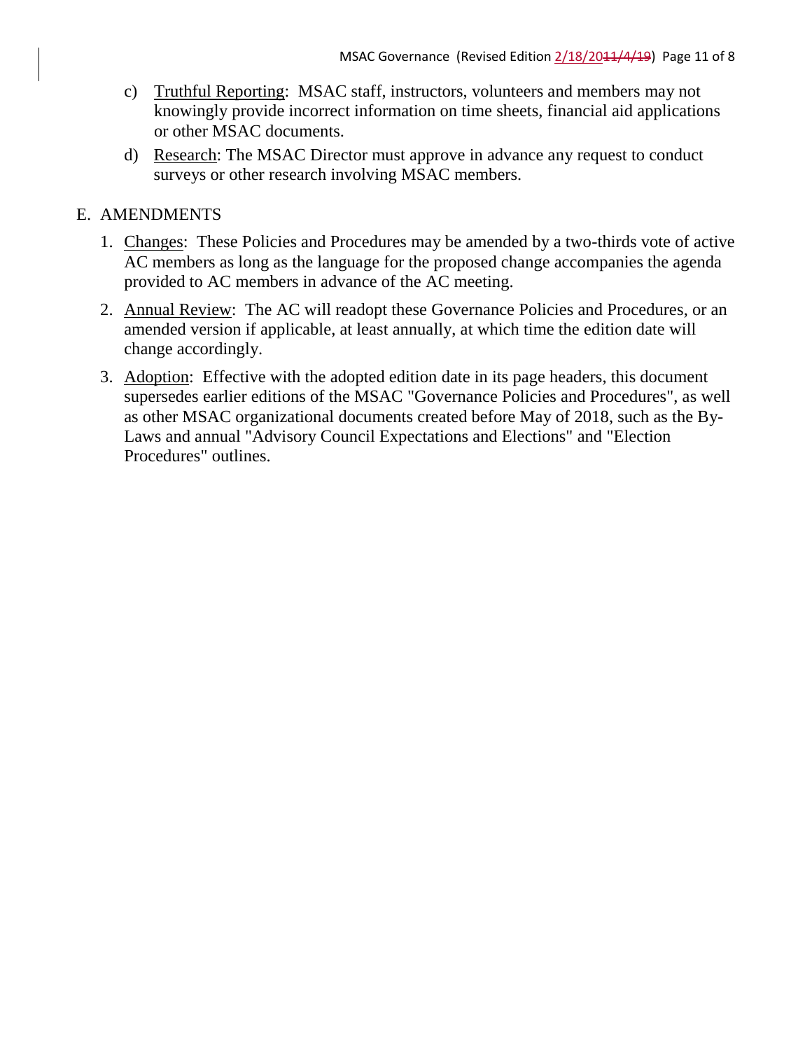c) Truthful Reporting: MSAC staff, instructors, volunteers and members may not knowingly provide incorrect information on time sheets, financial aid applications or other MSAC documents.

d) Research: The MSAC Director must approve in advance any request to conduct surveys or other research involving MSAC members.

## E. AMENDMENTS

1. Changes: These Policies and Procedures may be amended by a two-thirds vote of active AC members as long as the language for the proposed change accompanies the agenda provided to AC members in advance of the AC meeting.

2. Annual Review: The AC will readopt these Governance Policies and Procedures, or an amended version if applicable, at least annually, at which time the edition date will change accordingly.

3. Adoption: Effective with the adopted edition date in its page headers, this document supersedes earlier editions of the MSAC "Governance Policies and Procedures", as well as other MSAC organizational documents created before May of 2018, such as the By-Laws and annual "Advisory Council Expectations and Elections" and "Election Procedures" outlines.